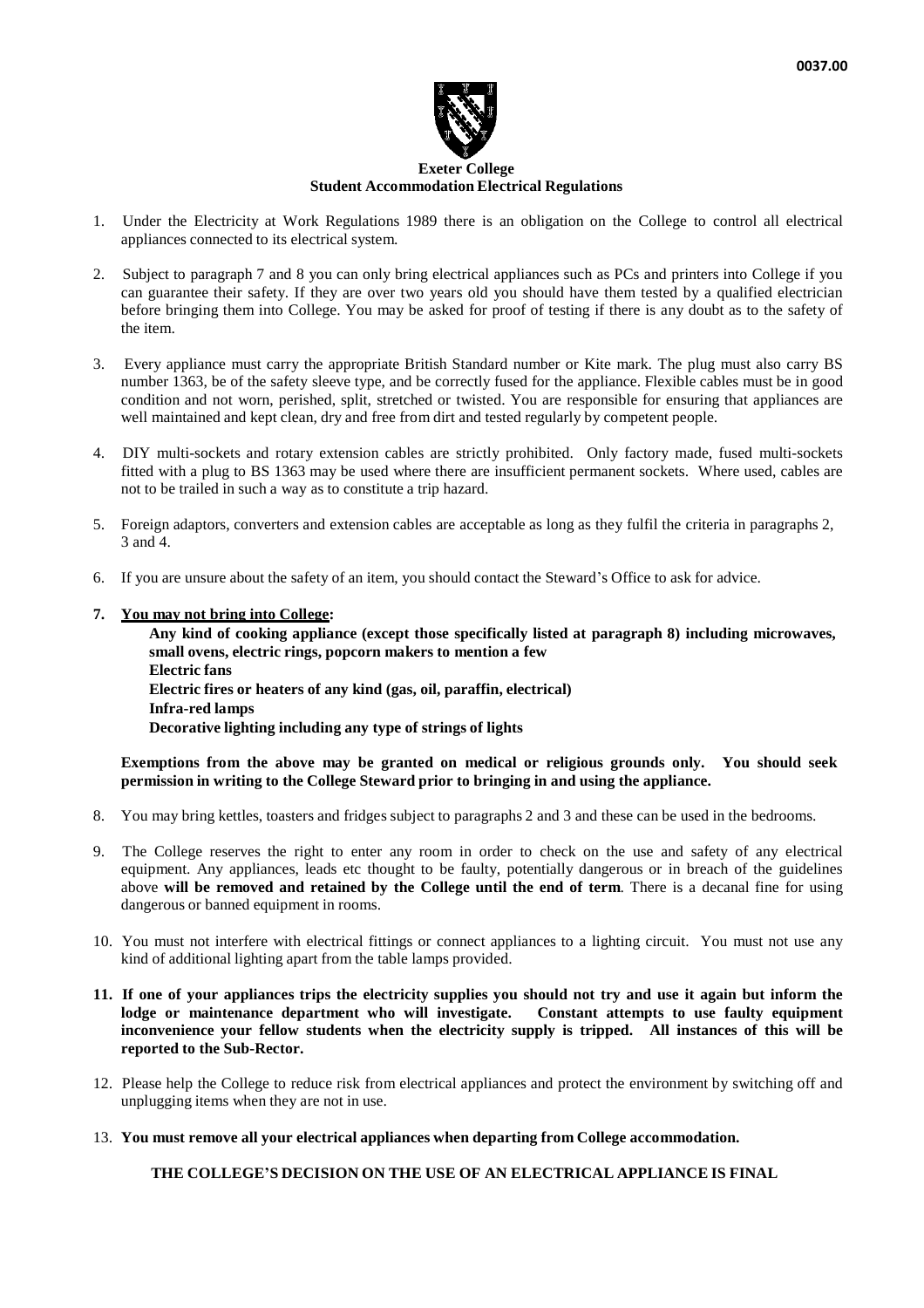0037.00

**Exeter College**
**Student Accommodation Electrical Regulations**

1. Under the Electricity at Work Regulations 1989 there is an obligation on the College to control all electrical appliances connected to its electrical system.

2. Subject to paragraph 7 and 8 you can only bring electrical appliances such as PCs and printers into College if you can guarantee their safety. If they are over two years old you should have them tested by a qualified electrician before bringing them into College. You may be asked for proof of testing if there is any doubt as to the safety of the item.

3. Every appliance must carry the appropriate British Standard number or Kite mark. The plug must also carry BS number 1363, be of the safety sleeve type, and be correctly fused for the appliance. Flexible cables must be in good condition and not worn, perished, split, stretched or twisted. You are responsible for ensuring that appliances are well maintained and kept clean, dry and free from dirt and tested regularly by competent people.

4. DIY multi-sockets and rotary extension cables are strictly prohibited. Only factory made, fused multi-sockets fitted with a plug to BS 1363 may be used where there are insufficient permanent sockets. Where used, cables are not to be trailed in such a way as to constitute a trip hazard.

5. Foreign adaptors, converters and extension cables are acceptable as long as they fulfil the criteria in paragraphs 2, 3 and 4.

6. If you are unsure about the safety of an item, you should contact the Steward's Office to ask for advice.

7. **<u>You may not bring into College</u>:**

   **Any kind of cooking appliance (except those specifically listed at paragraph 8) including microwaves, small ovens, electric rings, popcorn makers to mention a few**
   **Electric fans**
   **Electric fires or heaters of any kind (gas, oil, paraffin, electrical)**
   **Infra-red lamps**
   **Decorative lighting including any type of strings of lights**

   **Exemptions from the above may be granted on medical or religious grounds only. You should seek permission in writing to the College Steward prior to bringing in and using the appliance.**

8. You may bring kettles, toasters and fridges subject to paragraphs 2 and 3 and these can be used in the bedrooms.

9. The College reserves the right to enter any room in order to check on the use and safety of any electrical equipment. Any appliances, leads etc thought to be faulty, potentially dangerous or in breach of the guidelines above **will be removed and retained by the College until the end of term**. There is a decanal fine for using dangerous or banned equipment in rooms.

10. You must not interfere with electrical fittings or connect appliances to a lighting circuit. You must not use any kind of additional lighting apart from the table lamps provided.

11. **If one of your appliances trips the electricity supplies you should not try and use it again but inform the lodge or maintenance department who will investigate. Constant attempts to use faulty equipment inconvenience your fellow students when the electricity supply is tripped. All instances of this will be reported to the Sub-Rector.**

12. Please help the College to reduce risk from electrical appliances and protect the environment by switching off and unplugging items when they are not in use.

13. **You must remove all your electrical appliances when departing from College accommodation.**

**THE COLLEGE'S DECISION ON THE USE OF AN ELECTRICAL APPLIANCE IS FINAL**